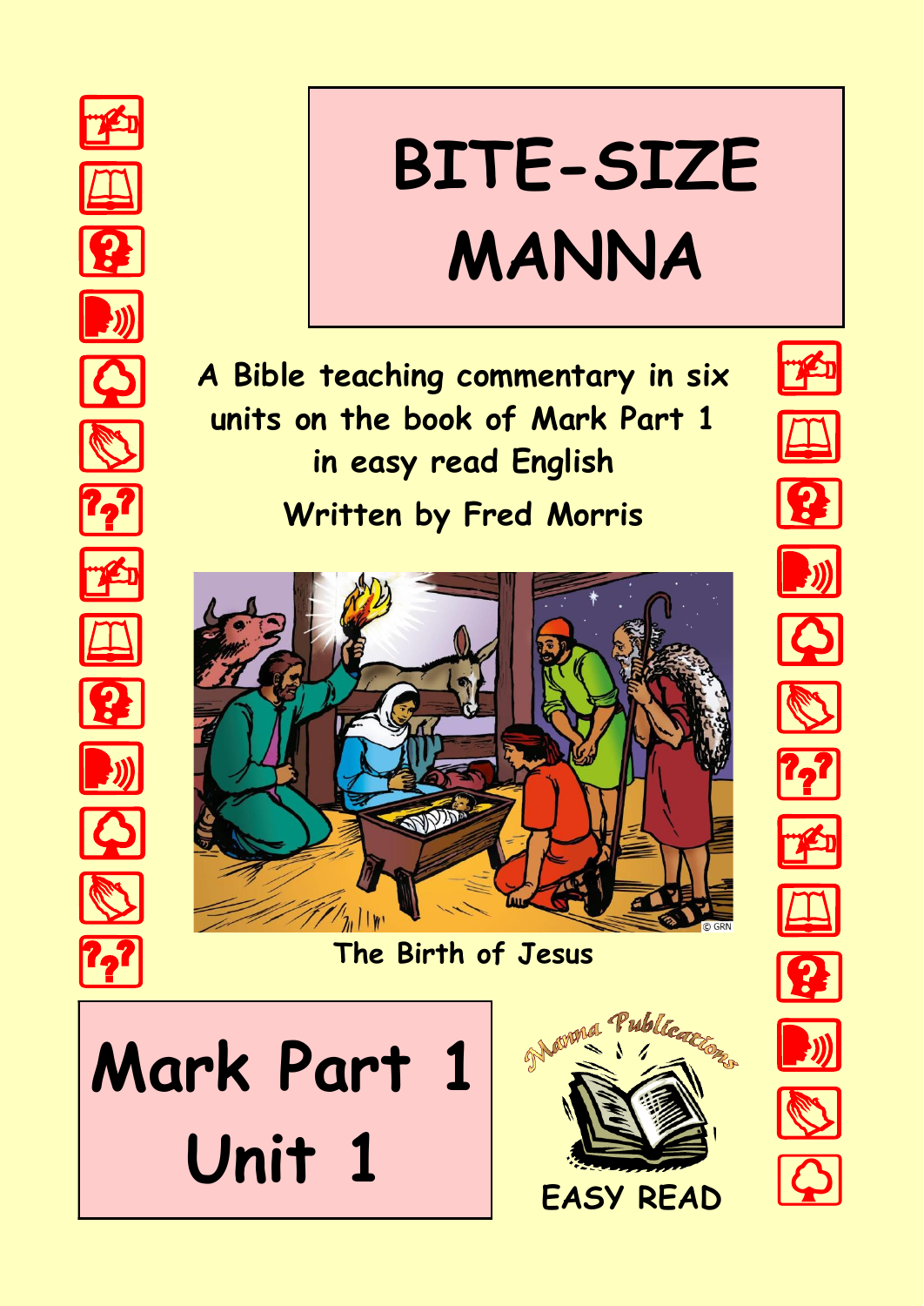# BITE-SIZE MANNA

A Bible teaching commentary in six units on the book of Mark Part 1 in easy read English

Written by Fred Morris

The Birth of Jesus

## Mark Part 1 Unit 1

Manna Publications

EASY READ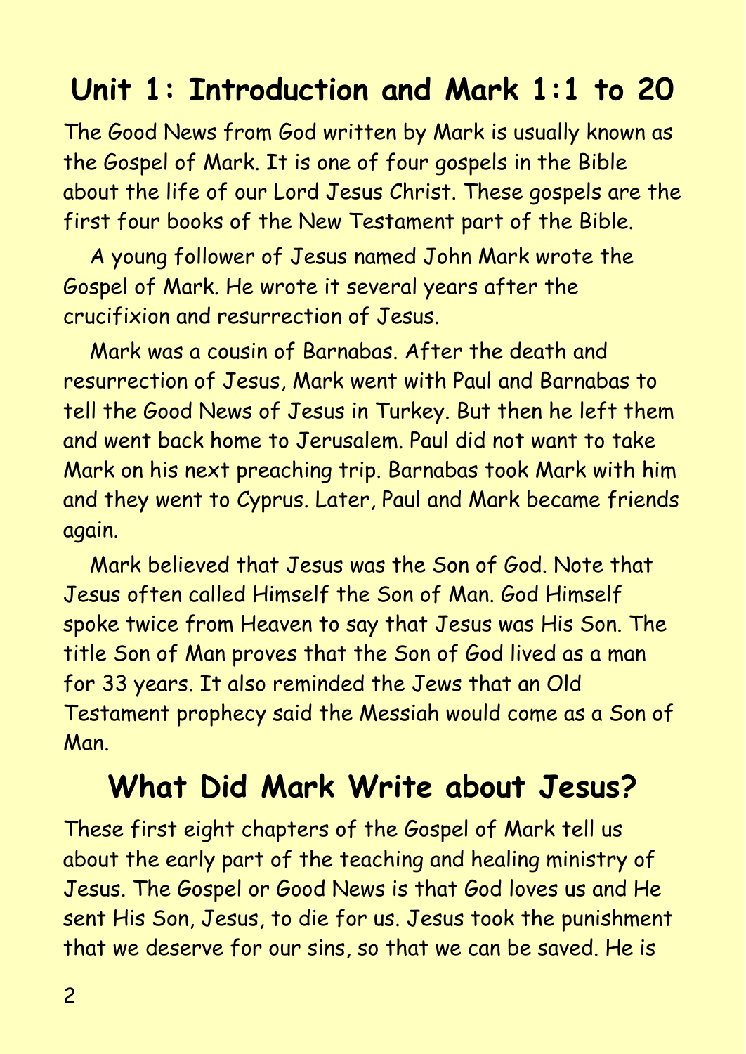# Unit 1: Introduction and Mark 1:1 to 20

The Good News from God written by Mark is usually known as the Gospel of Mark. It is one of four gospels in the Bible about the life of our Lord Jesus Christ. These gospels are the first four books of the New Testament part of the Bible.

A young follower of Jesus named John Mark wrote the Gospel of Mark. He wrote it several years after the crucifixion and resurrection of Jesus.

Mark was a cousin of Barnabas. After the death and resurrection of Jesus, Mark went with Paul and Barnabas to tell the Good News of Jesus in Turkey. But then he left them and went back home to Jerusalem. Paul did not want to take Mark on his next preaching trip. Barnabas took Mark with him and they went to Cyprus. Later, Paul and Mark became friends again.

Mark believed that Jesus was the Son of God. Note that Jesus often called Himself the Son of Man. God Himself spoke twice from Heaven to say that Jesus was His Son. The title Son of Man proves that the Son of God lived as a man for 33 years. It also reminded the Jews that an Old Testament prophecy said the Messiah would come as a Son of Man.

## What Did Mark Write about Jesus?

These first eight chapters of the Gospel of Mark tell us about the early part of the teaching and healing ministry of Jesus. The Gospel or Good News is that God loves us and He sent His Son, Jesus, to die for us. Jesus took the punishment that we deserve for our sins, so that we can be saved. He is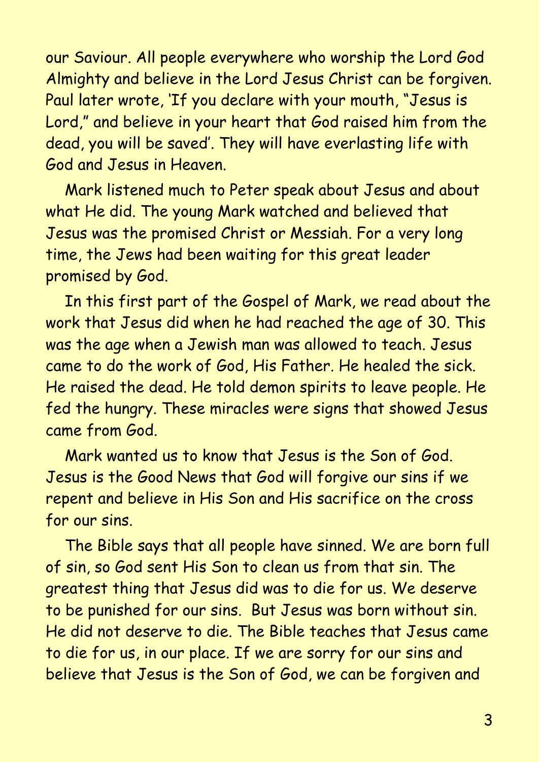our Saviour. All people everywhere who worship the Lord God Almighty and believe in the Lord Jesus Christ can be forgiven. Paul later wrote, 'If you declare with your mouth, "Jesus is Lord," and believe in your heart that God raised him from the dead, you will be saved'. They will have everlasting life with God and Jesus in Heaven.

Mark listened much to Peter speak about Jesus and about what He did. The young Mark watched and believed that Jesus was the promised Christ or Messiah. For a very long time, the Jews had been waiting for this great leader promised by God.

In this first part of the Gospel of Mark, we read about the work that Jesus did when he had reached the age of 30. This was the age when a Jewish man was allowed to teach. Jesus came to do the work of God, His Father. He healed the sick. He raised the dead. He told demon spirits to leave people. He fed the hungry. These miracles were signs that showed Jesus came from God.

Mark wanted us to know that Jesus is the Son of God. Jesus is the Good News that God will forgive our sins if we repent and believe in His Son and His sacrifice on the cross for our sins.

The Bible says that all people have sinned. We are born full of sin, so God sent His Son to clean us from that sin. The greatest thing that Jesus did was to die for us. We deserve to be punished for our sins. But Jesus was born without sin. He did not deserve to die. The Bible teaches that Jesus came to die for us, in our place. If we are sorry for our sins and believe that Jesus is the Son of God, we can be forgiven and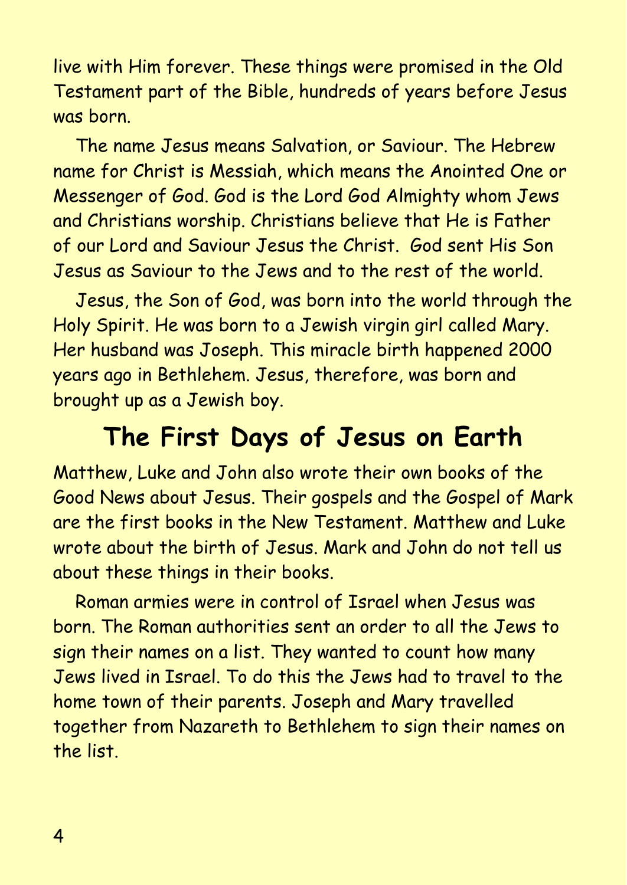live with Him forever. These things were promised in the Old Testament part of the Bible, hundreds of years before Jesus was born.

The name Jesus means Salvation, or Saviour. The Hebrew name for Christ is Messiah, which means the Anointed One or Messenger of God. God is the Lord God Almighty whom Jews and Christians worship. Christians believe that He is Father of our Lord and Saviour Jesus the Christ. God sent His Son Jesus as Saviour to the Jews and to the rest of the world.

Jesus, the Son of God, was born into the world through the Holy Spirit. He was born to a Jewish virgin girl called Mary. Her husband was Joseph. This miracle birth happened 2000 years ago in Bethlehem. Jesus, therefore, was born and brought up as a Jewish boy.

## The First Days of Jesus on Earth

Matthew, Luke and John also wrote their own books of the Good News about Jesus. Their gospels and the Gospel of Mark are the first books in the New Testament. Matthew and Luke wrote about the birth of Jesus. Mark and John do not tell us about these things in their books.

Roman armies were in control of Israel when Jesus was born. The Roman authorities sent an order to all the Jews to sign their names on a list. They wanted to count how many Jews lived in Israel. To do this the Jews had to travel to the home town of their parents. Joseph and Mary travelled together from Nazareth to Bethlehem to sign their names on the list.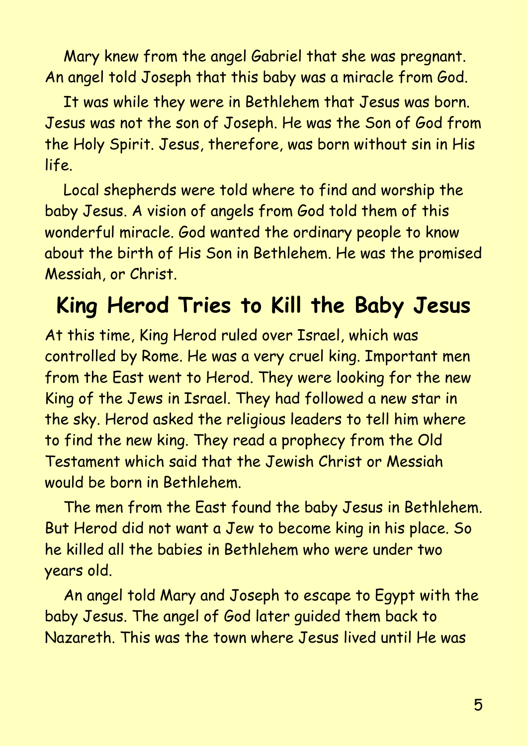Mary knew from the angel Gabriel that she was pregnant. An angel told Joseph that this baby was a miracle from God.

It was while they were in Bethlehem that Jesus was born. Jesus was not the son of Joseph. He was the Son of God from the Holy Spirit. Jesus, therefore, was born without sin in His life.

Local shepherds were told where to find and worship the baby Jesus. A vision of angels from God told them of this wonderful miracle. God wanted the ordinary people to know about the birth of His Son in Bethlehem. He was the promised Messiah, or Christ.

## King Herod Tries to Kill the Baby Jesus

At this time, King Herod ruled over Israel, which was controlled by Rome. He was a very cruel king. Important men from the East went to Herod. They were looking for the new King of the Jews in Israel. They had followed a new star in the sky. Herod asked the religious leaders to tell him where to find the new king. They read a prophecy from the Old Testament which said that the Jewish Christ or Messiah would be born in Bethlehem.

The men from the East found the baby Jesus in Bethlehem. But Herod did not want a Jew to become king in his place. So he killed all the babies in Bethlehem who were under two years old.

An angel told Mary and Joseph to escape to Egypt with the baby Jesus. The angel of God later guided them back to Nazareth. This was the town where Jesus lived until He was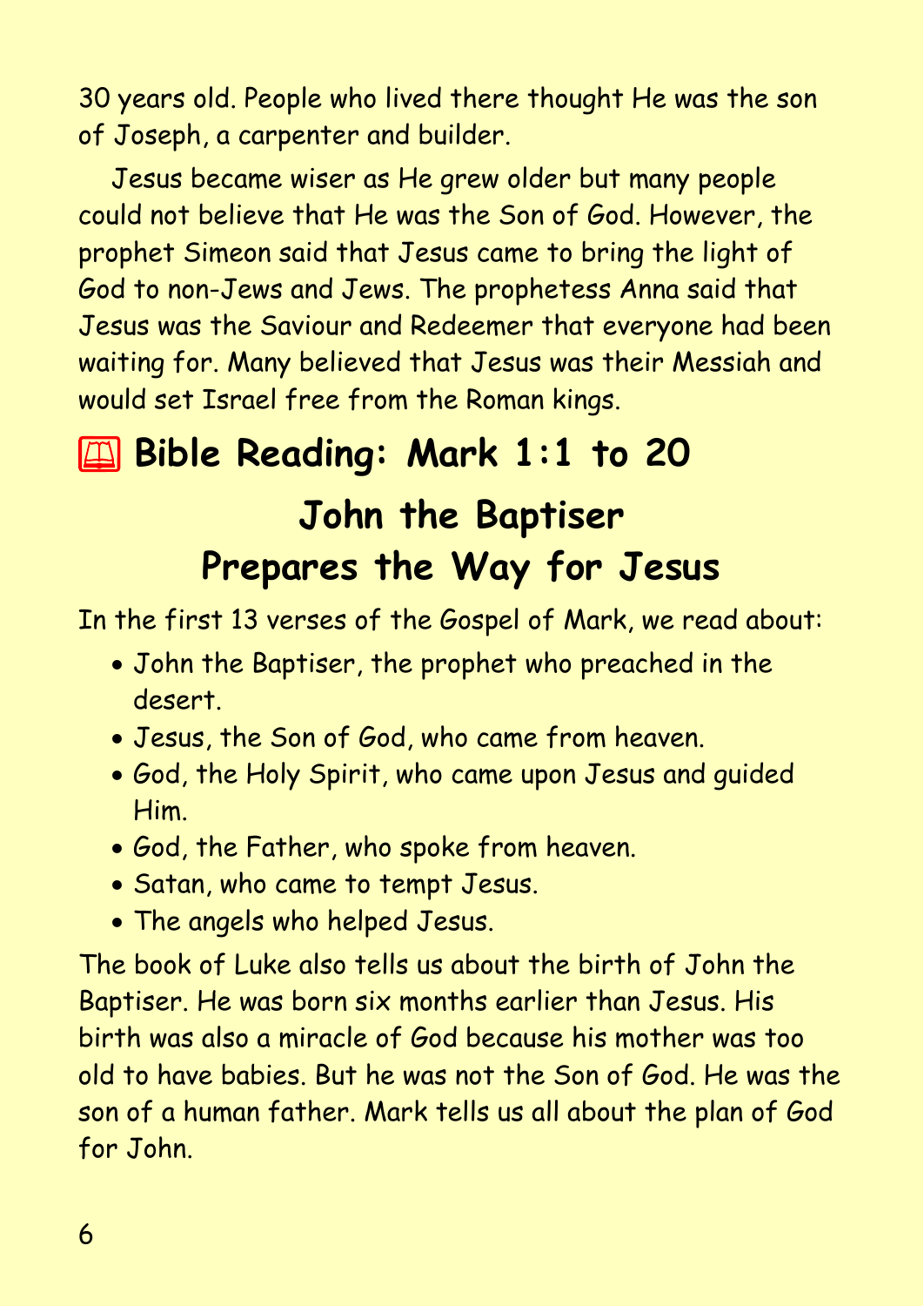30 years old. People who lived there thought He was the son of Joseph, a carpenter and builder.

Jesus became wiser as He grew older but many people could not believe that He was the Son of God. However, the prophet Simeon said that Jesus came to bring the light of God to non-Jews and Jews. The prophetess Anna said that Jesus was the Saviour and Redeemer that everyone had been waiting for. Many believed that Jesus was their Messiah and would set Israel free from the Roman kings.

## 📖 Bible Reading: Mark 1:1 to 20

## John the Baptiser Prepares the Way for Jesus

In the first 13 verses of the Gospel of Mark, we read about:

- John the Baptiser, the prophet who preached in the desert.
- Jesus, the Son of God, who came from heaven.
- God, the Holy Spirit, who came upon Jesus and guided Him.
- God, the Father, who spoke from heaven.
- Satan, who came to tempt Jesus.
- The angels who helped Jesus.

The book of Luke also tells us about the birth of John the Baptiser. He was born six months earlier than Jesus. His birth was also a miracle of God because his mother was too old to have babies. But he was not the Son of God. He was the son of a human father. Mark tells us all about the plan of God for John.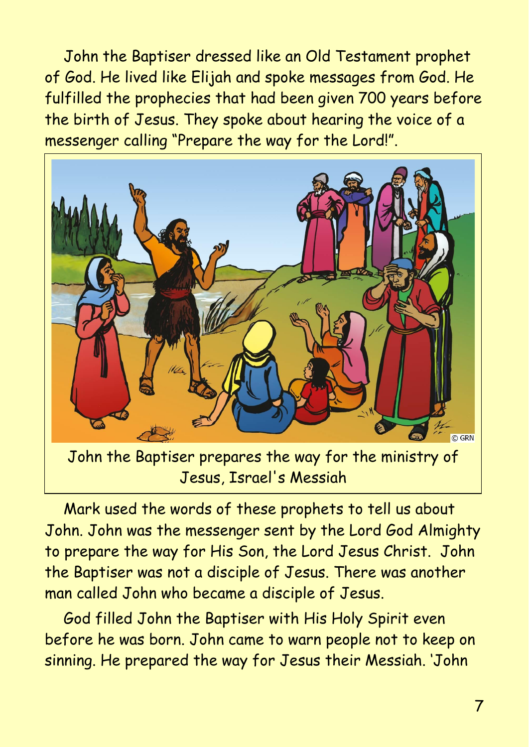John the Baptiser dressed like an Old Testament prophet of God. He lived like Elijah and spoke messages from God. He fulfilled the prophecies that had been given 700 years before the birth of Jesus. They spoke about hearing the voice of a messenger calling "Prepare the way for the Lord!".

John the Baptiser prepares the way for the ministry of Jesus, Israel's Messiah

Mark used the words of these prophets to tell us about John. John was the messenger sent by the Lord God Almighty to prepare the way for His Son, the Lord Jesus Christ. John the Baptiser was not a disciple of Jesus. There was another man called John who became a disciple of Jesus.

God filled John the Baptiser with His Holy Spirit even before he was born. John came to warn people not to keep on sinning. He prepared the way for Jesus their Messiah. 'John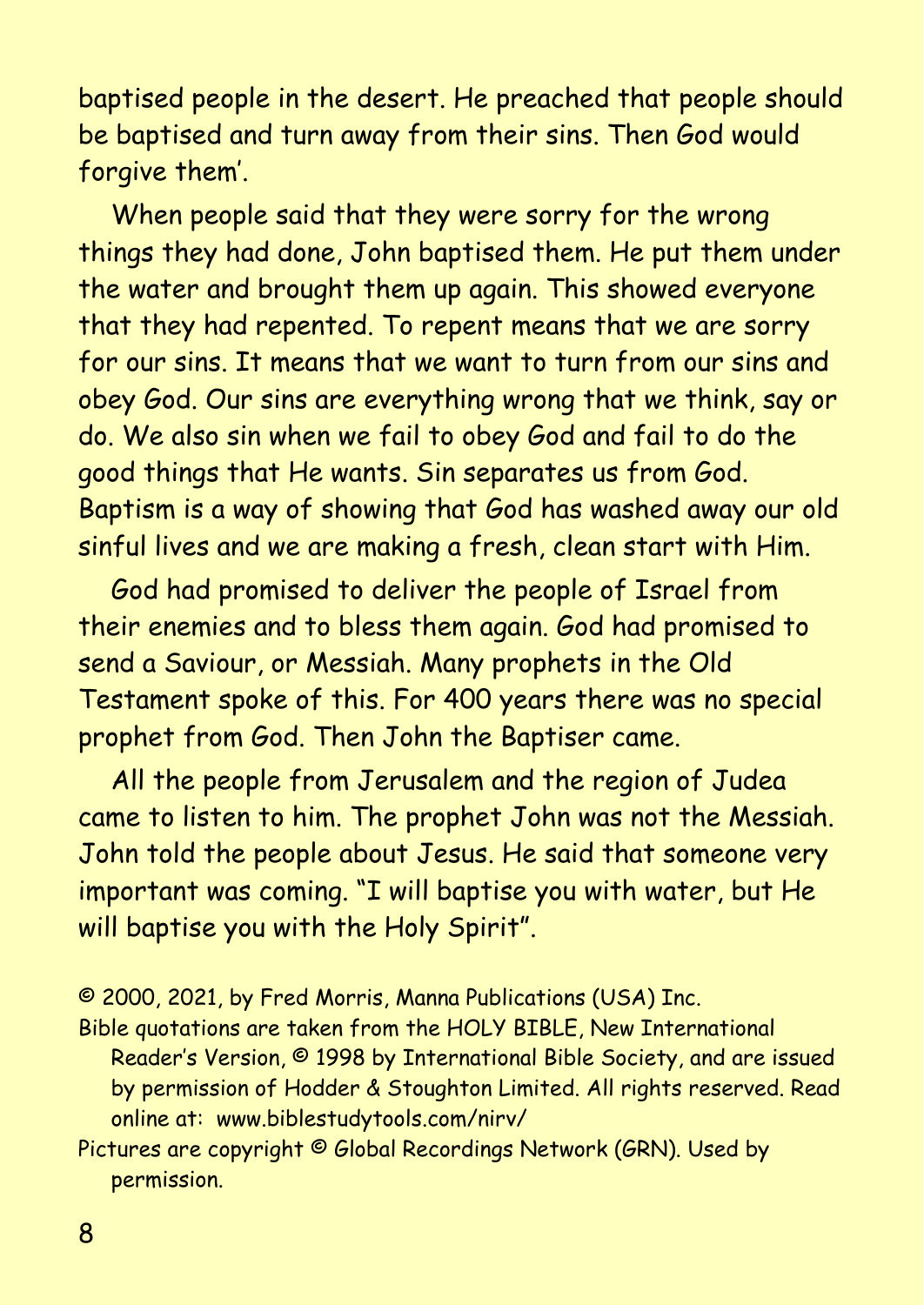baptised people in the desert. He preached that people should be baptised and turn away from their sins. Then God would forgive them'.

When people said that they were sorry for the wrong things they had done, John baptised them. He put them under the water and brought them up again. This showed everyone that they had repented. To repent means that we are sorry for our sins. It means that we want to turn from our sins and obey God. Our sins are everything wrong that we think, say or do. We also sin when we fail to obey God and fail to do the good things that He wants. Sin separates us from God. Baptism is a way of showing that God has washed away our old sinful lives and we are making a fresh, clean start with Him.

God had promised to deliver the people of Israel from their enemies and to bless them again. God had promised to send a Saviour, or Messiah. Many prophets in the Old Testament spoke of this. For 400 years there was no special prophet from God. Then John the Baptiser came.

All the people from Jerusalem and the region of Judea came to listen to him. The prophet John was not the Messiah. John told the people about Jesus. He said that someone very important was coming. "I will baptise you with water, but He will baptise you with the Holy Spirit".

© 2000, 2021, by Fred Morris, Manna Publications (USA) Inc.

Bible quotations are taken from the HOLY BIBLE, New International Reader's Version, © 1998 by International Bible Society, and are issued by permission of Hodder & Stoughton Limited. All rights reserved. Read online at: www.biblestudytools.com/nirv/

Pictures are copyright © Global Recordings Network (GRN). Used by permission.